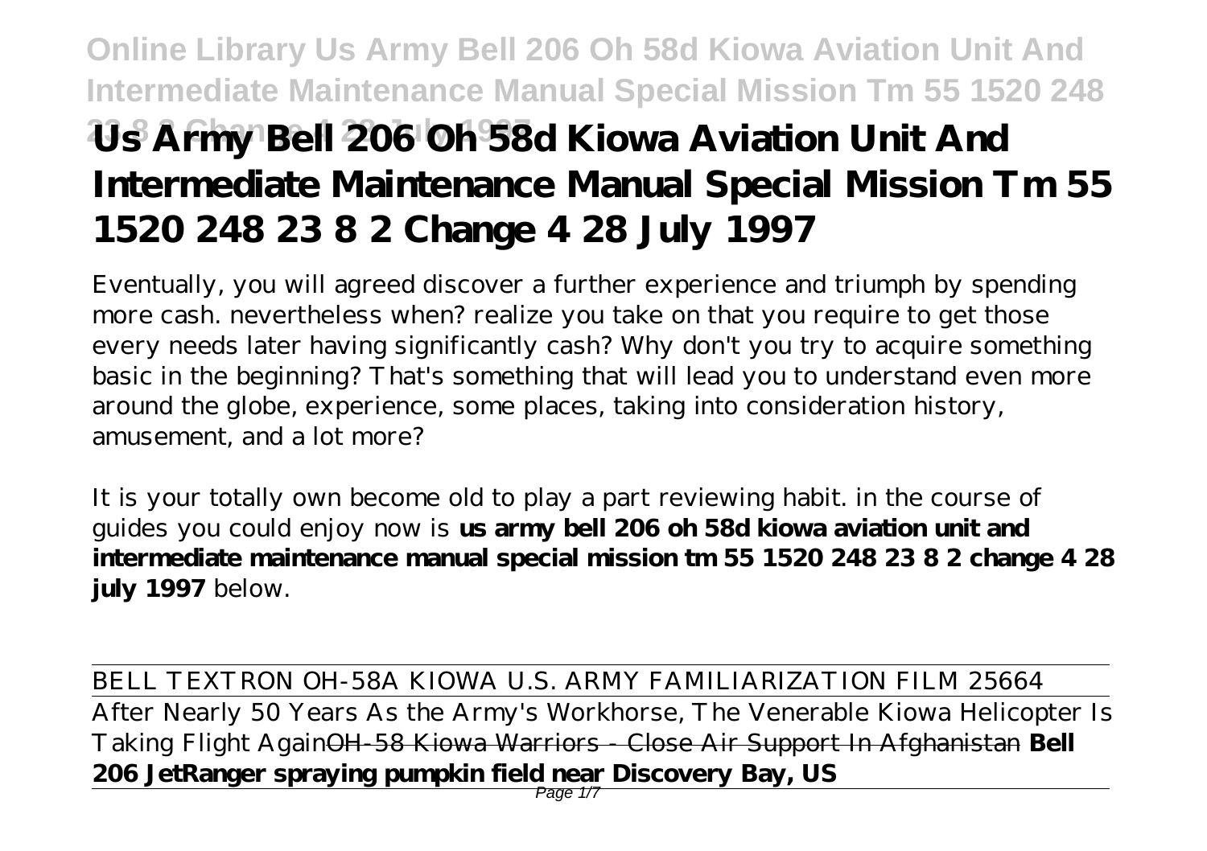# Us Army Bell 206 Oh 58d Kiowa Aviation Unit And Intermediate Maintenance Manual Special Mission Tm 55 1520 248 23 8 2 Change 4 28 July 1997

Eventually, you will agreed discover a further experience and triumph by spending more cash. nevertheless when? realize you take on that you require to get those every needs later having significantly cash? Why don't you try to acquire something basic in the beginning? That's something that will lead you to understand even more around the globe, experience, some places, taking into consideration history, amusement, and a lot more?

It is your totally own become old to play a part reviewing habit. in the course of guides you could enjoy now is **us army bell 206 oh 58d kiowa aviation unit and intermediate maintenance manual special mission tm 55 1520 248 23 8 2 change 4 28 july 1997** below.

BELL TEXTRON OH-58A KIOWA U.S. ARMY FAMILIARIZATION FILM 25664

After Nearly 50 Years As the Army's Workhorse, The Venerable Kiowa Helicopter Is Taking Flight AgainOH-58 Kiowa Warriors - Close Air Support In Afghanistan **Bell 206 JetRanger spraying pumpkin field near Discovery Bay, US**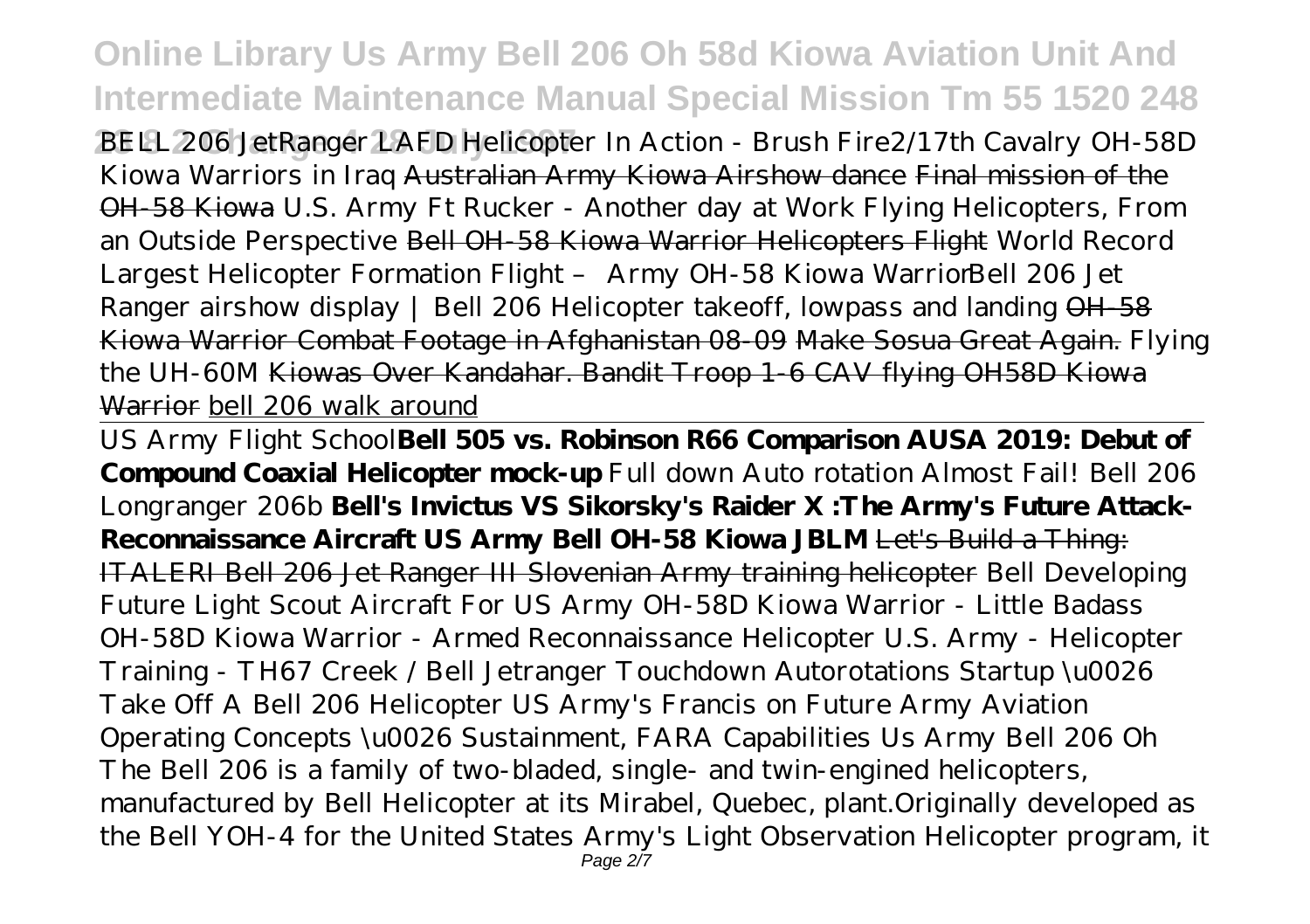*BELL 206 JetRanger LAFD Helicopter In Action - Brush Fire* *2/17th Cavalry OH-58D Kiowa Warriors in Iraq* Australian Army Kiowa Airshow dance Final mission of the OH-58 Kiowa *U.S. Army Ft Rucker - Another day at Work Flying Helicopters, From an Outside Perspective* Bell OH-58 Kiowa Warrior Helicopters Flight *World Record Largest Helicopter Formation Flight – Army OH-58 Kiowa Warrior* *Bell 206 Jet Ranger airshow display | Bell 206 Helicopter takeoff, lowpass and landing* OH-58 Kiowa Warrior Combat Footage in Afghanistan 08-09 Make Sosua Great Again. *Flying the UH-60M* Kiowas Over Kandahar. Bandit Troop 1-6 CAV flying OH58D Kiowa Warrior bell 206 walk around

---

US Army Flight School **Bell 505 vs. Robinson R66 Comparison** **AUSA 2019: Debut of Compound Coaxial Helicopter mock-up** *Full down Auto rotation Almost Fail! Bell 206 Longranger 206b* **Bell's Invictus VS Sikorsky's Raider X :The Army's Future Attack-Reconnaissance Aircraft** **US Army Bell OH-58 Kiowa JBLM** Let's Build a Thing: ITALERI Bell 206 Jet Ranger III Slovenian Army training helicopter *Bell Developing Future Light Scout Aircraft For US Army* *OH-58D Kiowa Warrior - Little Badass* *OH-58D Kiowa Warrior - Armed Reconnaissance Helicopter* *U.S. Army - Helicopter Training - TH67 Creek / Bell Jetranger Touchdown Autorotations* *Startup \u0026 Take Off A Bell 206 Helicopter* *US Army's Francis on Future Army Aviation Operating Concepts \u0026 Sustainment, FARA Capabilities* *Us Army Bell 206 Oh*

The Bell 206 is a family of two-bladed, single- and twin-engined helicopters, manufactured by Bell Helicopter at its Mirabel, Quebec, plant.Originally developed as the Bell YOH-4 for the United States Army's Light Observation Helicopter program, it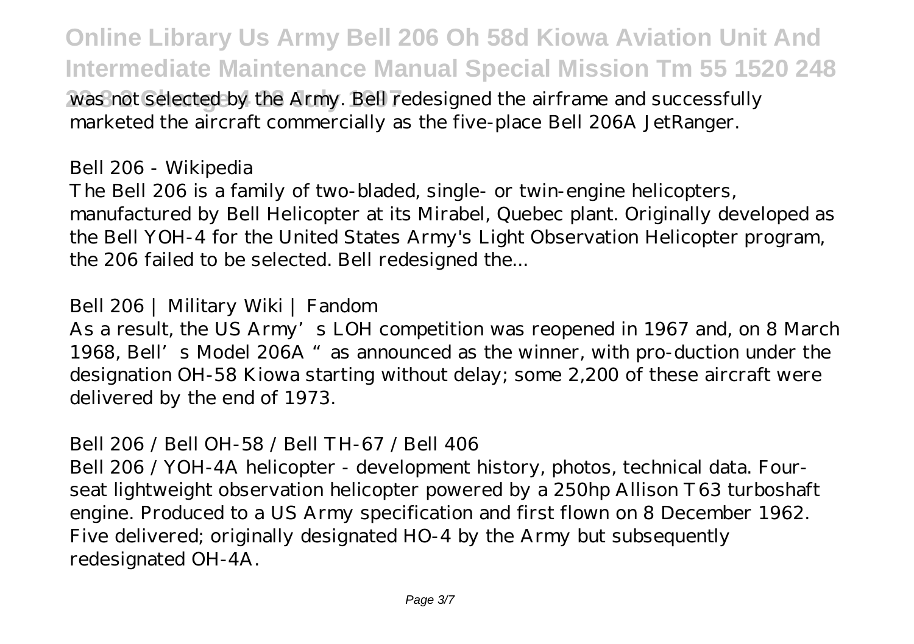was not selected by the Army. Bell redesigned the airframe and successfully marketed the aircraft commercially as the five-place Bell 206A JetRanger.

*Bell 206 - Wikipedia*

The Bell 206 is a family of two-bladed, single- or twin-engine helicopters, manufactured by Bell Helicopter at its Mirabel, Quebec plant. Originally developed as the Bell YOH-4 for the United States Army's Light Observation Helicopter program, the 206 failed to be selected. Bell redesigned the...

*Bell 206 | Military Wiki | Fandom*

As a result, the US Army's LOH competition was reopened in 1967 and, on 8 March 1968, Bell's Model 206A "as announced as the winner, with pro-duction under the designation OH-58 Kiowa starting without delay; some 2,200 of these aircraft were delivered by the end of 1973.

*Bell 206 / Bell OH-58 / Bell TH-67 / Bell 406*

Bell 206 / YOH-4A helicopter - development history, photos, technical data. Four-seat lightweight observation helicopter powered by a 250hp Allison T63 turboshaft engine. Produced to a US Army specification and first flown on 8 December 1962. Five delivered; originally designated HO-4 by the Army but subsequently redesignated OH-4A.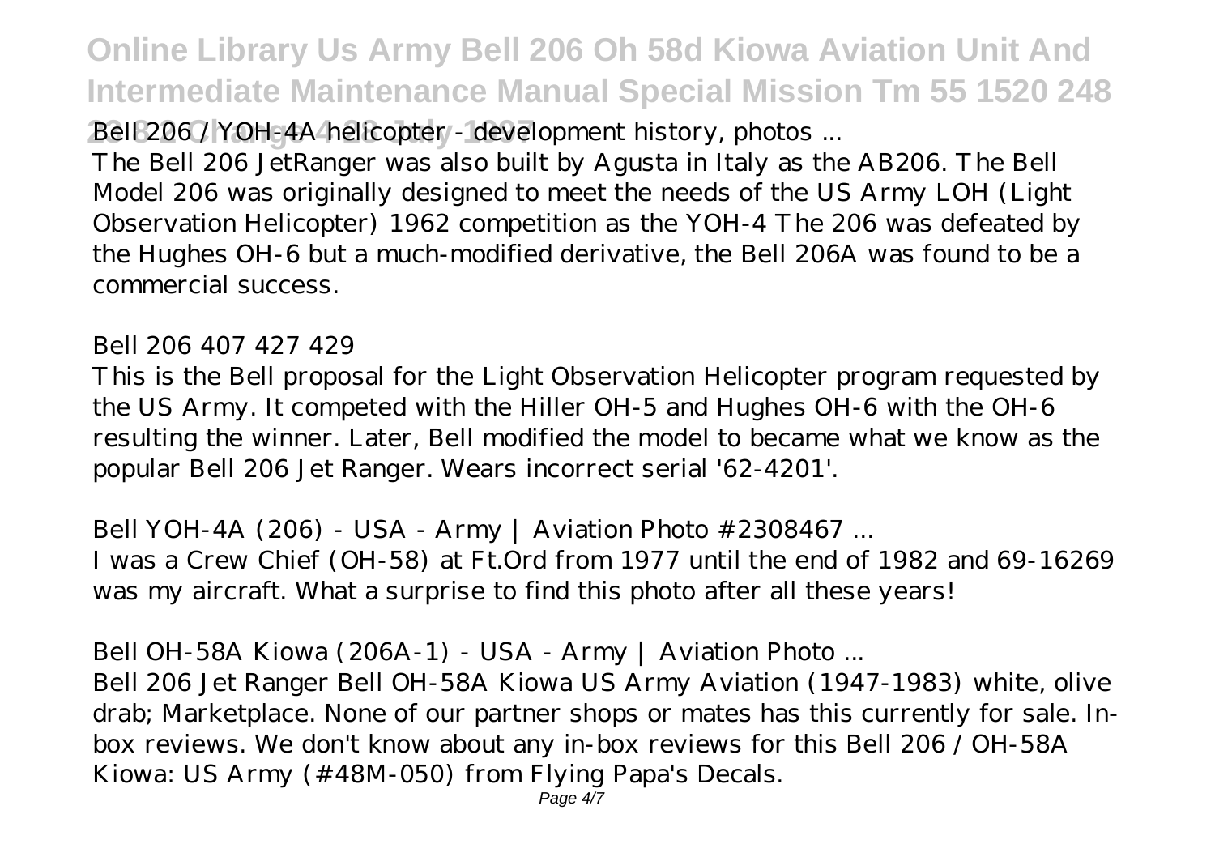Bell 206 / YOH-4A helicopter - development history, photos ...

The Bell 206 JetRanger was also built by Agusta in Italy as the AB206. The Bell Model 206 was originally designed to meet the needs of the US Army LOH (Light Observation Helicopter) 1962 competition as the YOH-4 The 206 was defeated by the Hughes OH-6 but a much-modified derivative, the Bell 206A was found to be a commercial success.

*Bell 206 407 427 429*

This is the Bell proposal for the Light Observation Helicopter program requested by the US Army. It competed with the Hiller OH-5 and Hughes OH-6 with the OH-6 resulting the winner. Later, Bell modified the model to became what we know as the popular Bell 206 Jet Ranger. Wears incorrect serial '62-4201'.

*Bell YOH-4A (206) - USA - Army | Aviation Photo #2308467 ...*

I was a Crew Chief (OH-58) at Ft.Ord from 1977 until the end of 1982 and 69-16269 was my aircraft. What a surprise to find this photo after all these years!

*Bell OH-58A Kiowa (206A-1) - USA - Army | Aviation Photo ...*

Bell 206 Jet Ranger Bell OH-58A Kiowa US Army Aviation (1947-1983) white, olive drab; Marketplace. None of our partner shops or mates has this currently for sale. In-box reviews. We don't know about any in-box reviews for this Bell 206 / OH-58A Kiowa: US Army (#48M-050) from Flying Papa's Decals.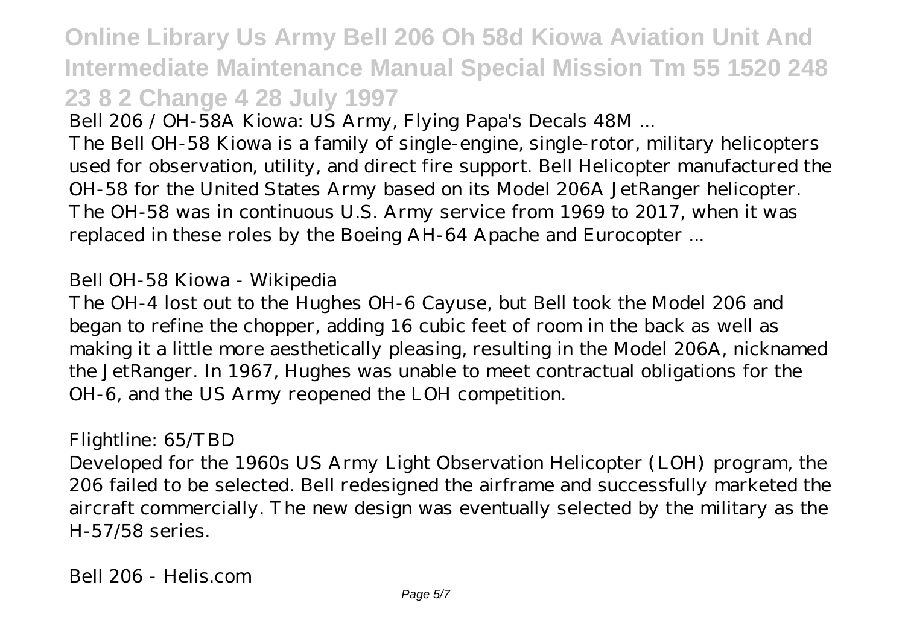Bell 206 / OH-58A Kiowa: US Army, Flying Papa's Decals 48M ...

The Bell OH-58 Kiowa is a family of single-engine, single-rotor, military helicopters used for observation, utility, and direct fire support. Bell Helicopter manufactured the OH-58 for the United States Army based on its Model 206A JetRanger helicopter. The OH-58 was in continuous U.S. Army service from 1969 to 2017, when it was replaced in these roles by the Boeing AH-64 Apache and Eurocopter ...

Bell OH-58 Kiowa - Wikipedia

The OH-4 lost out to the Hughes OH-6 Cayuse, but Bell took the Model 206 and began to refine the chopper, adding 16 cubic feet of room in the back as well as making it a little more aesthetically pleasing, resulting in the Model 206A, nicknamed the JetRanger. In 1967, Hughes was unable to meet contractual obligations for the OH-6, and the US Army reopened the LOH competition.

Flightline: 65/TBD

Developed for the 1960s US Army Light Observation Helicopter (LOH) program, the 206 failed to be selected. Bell redesigned the airframe and successfully marketed the aircraft commercially. The new design was eventually selected by the military as the H-57/58 series.

Bell 206 - Helis.com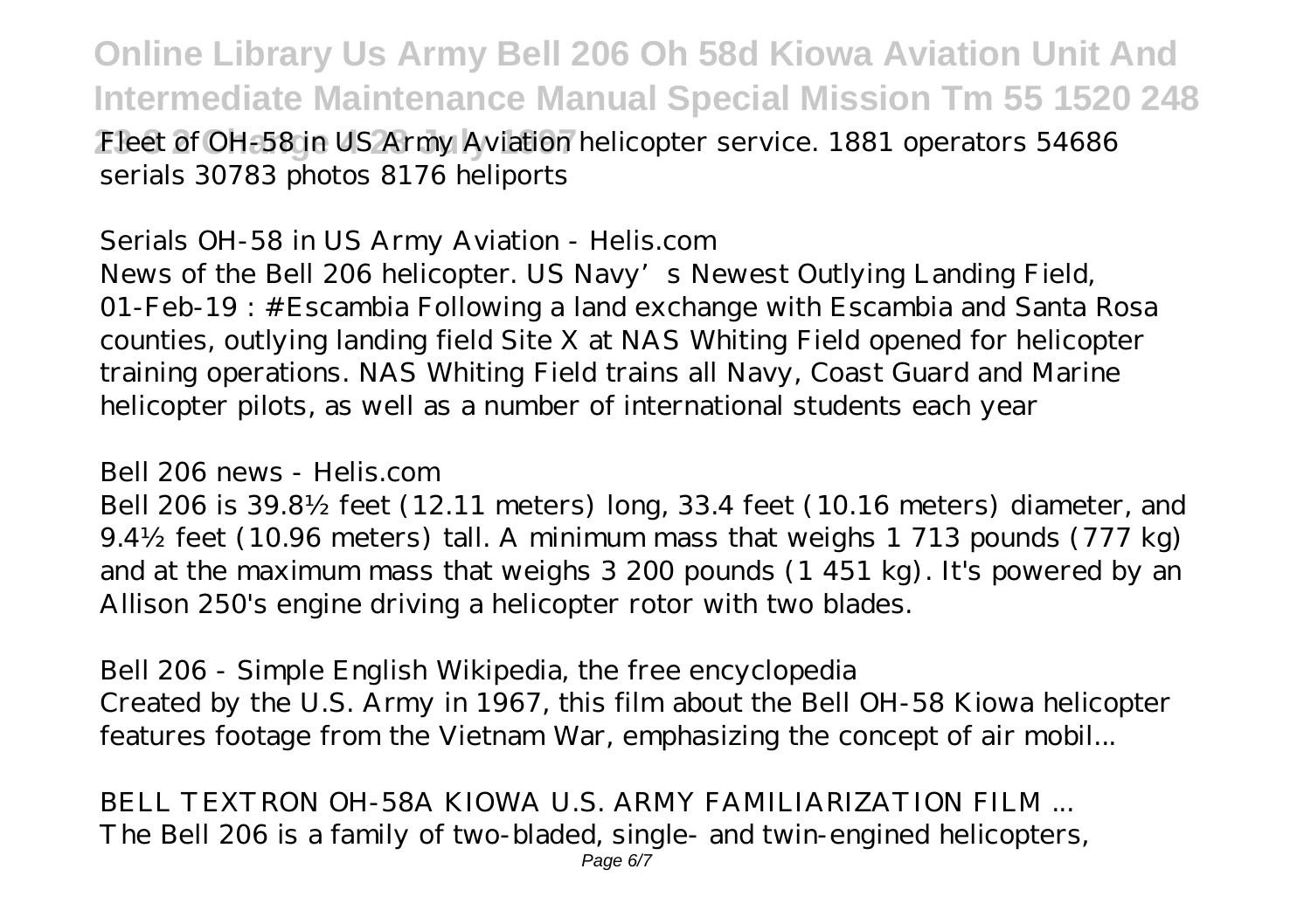Fleet of OH-58 in US Army Aviation helicopter service. 1881 operators 54686 serials 30783 photos 8176 heliports

*Serials OH-58 in US Army Aviation - Helis.com*

News of the Bell 206 helicopter. US Navy's Newest Outlying Landing Field, 01-Feb-19 : #Escambia Following a land exchange with Escambia and Santa Rosa counties, outlying landing field Site X at NAS Whiting Field opened for helicopter training operations. NAS Whiting Field trains all Navy, Coast Guard and Marine helicopter pilots, as well as a number of international students each year

*Bell 206 news - Helis.com*

Bell 206 is 39.8½ feet (12.11 meters) long, 33.4 feet (10.16 meters) diameter, and 9.4½ feet (10.96 meters) tall. A minimum mass that weighs 1 713 pounds (777 kg) and at the maximum mass that weighs 3 200 pounds (1 451 kg). It's powered by an Allison 250's engine driving a helicopter rotor with two blades.

*Bell 206 - Simple English Wikipedia, the free encyclopedia*

Created by the U.S. Army in 1967, this film about the Bell OH-58 Kiowa helicopter features footage from the Vietnam War, emphasizing the concept of air mobil...

*BELL TEXTRON OH-58A KIOWA U.S. ARMY FAMILIARIZATION FILM ...*

The Bell 206 is a family of two-bladed, single- and twin-engined helicopters,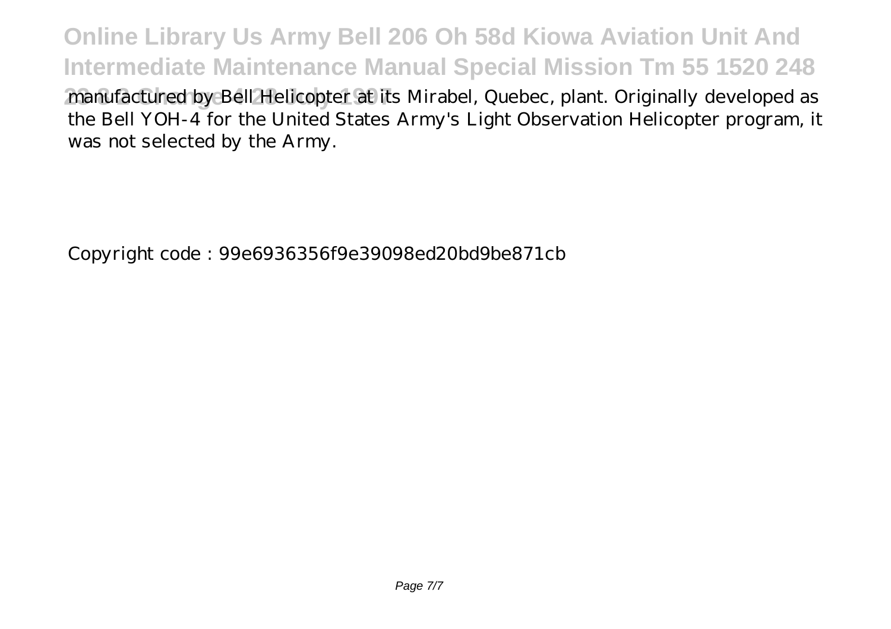manufactured by Bell Helicopter at its Mirabel, Quebec, plant. Originally developed as the Bell YOH-4 for the United States Army's Light Observation Helicopter program, it was not selected by the Army.

Copyright code : 99e6936356f9e39098ed20bd9be871cb